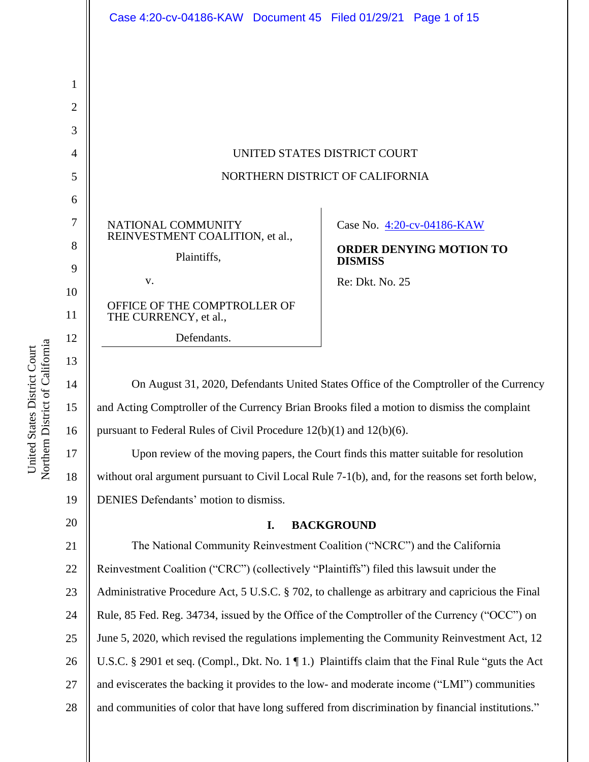UNITED STATES DISTRICT COURT

NORTHERN DISTRICT OF CALIFORNIA

NATIONAL COMMUNITY REINVESTMENT COALITION, et al.,

Plaintiffs,

v.

OFFICE OF THE COMPTROLLER OF THE CURRENCY, et al.,

Defendants.

Case No. 4:20-cv-04186-KAW

**ORDER DENYING MOTION TO DISMISS**

Re: Dkt. No. 25

On August 31, 2020, Defendants United States Office of the Comptroller of the Currency and Acting Comptroller of the Currency Brian Brooks filed a motion to dismiss the complaint pursuant to Federal Rules of Civil Procedure 12(b)(1) and 12(b)(6).

Upon review of the moving papers, the Court finds this matter suitable for resolution without oral argument pursuant to Civil Local Rule 7-1(b), and, for the reasons set forth below, DENIES Defendants' motion to dismiss.

## I. BACKGROUND

The National Community Reinvestment Coalition ("NCRC") and the California Reinvestment Coalition ("CRC") (collectively "Plaintiffs") filed this lawsuit under the Administrative Procedure Act, 5 U.S.C. § 702, to challenge as arbitrary and capricious the Final Rule, 85 Fed. Reg. 34734, issued by the Office of the Comptroller of the Currency ("OCC") on June 5, 2020, which revised the regulations implementing the Community Reinvestment Act, 12 U.S.C. § 2901 et seq. (Compl., Dkt. No. 1 ¶ 1.) Plaintiffs claim that the Final Rule "guts the Act and eviscerates the backing it provides to the low- and moderate income ("LMI") communities and communities of color that have long suffered from discrimination by financial institutions."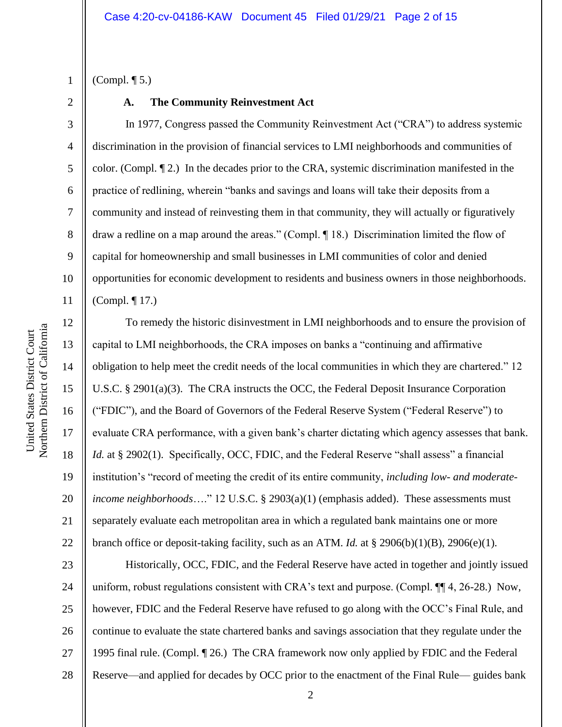(Compl. ¶ 5.)

### A. The Community Reinvestment Act

In 1977, Congress passed the Community Reinvestment Act ("CRA") to address systemic discrimination in the provision of financial services to LMI neighborhoods and communities of color. (Compl. ¶ 2.) In the decades prior to the CRA, systemic discrimination manifested in the practice of redlining, wherein "banks and savings and loans will take their deposits from a community and instead of reinvesting them in that community, they will actually or figuratively draw a redline on a map around the areas." (Compl. ¶ 18.) Discrimination limited the flow of capital for homeownership and small businesses in LMI communities of color and denied opportunities for economic development to residents and business owners in those neighborhoods. (Compl. ¶ 17.)

To remedy the historic disinvestment in LMI neighborhoods and to ensure the provision of capital to LMI neighborhoods, the CRA imposes on banks a "continuing and affirmative obligation to help meet the credit needs of the local communities in which they are chartered." 12 U.S.C. § 2901(a)(3). The CRA instructs the OCC, the Federal Deposit Insurance Corporation ("FDIC"), and the Board of Governors of the Federal Reserve System ("Federal Reserve") to evaluate CRA performance, with a given bank's charter dictating which agency assesses that bank. *Id.* at § 2902(1). Specifically, OCC, FDIC, and the Federal Reserve "shall assess" a financial institution's "record of meeting the credit of its entire community, *including low- and moderate-income neighborhoods*…." 12 U.S.C. § 2903(a)(1) (emphasis added). These assessments must separately evaluate each metropolitan area in which a regulated bank maintains one or more branch office or deposit-taking facility, such as an ATM. *Id.* at § 2906(b)(1)(B), 2906(e)(1).

Historically, OCC, FDIC, and the Federal Reserve have acted in together and jointly issued uniform, robust regulations consistent with CRA's text and purpose. (Compl. ¶¶ 4, 26-28.) Now, however, FDIC and the Federal Reserve have refused to go along with the OCC's Final Rule, and continue to evaluate the state chartered banks and savings association that they regulate under the 1995 final rule. (Compl. ¶ 26.) The CRA framework now only applied by FDIC and the Federal Reserve—and applied for decades by OCC prior to the enactment of the Final Rule— guides bank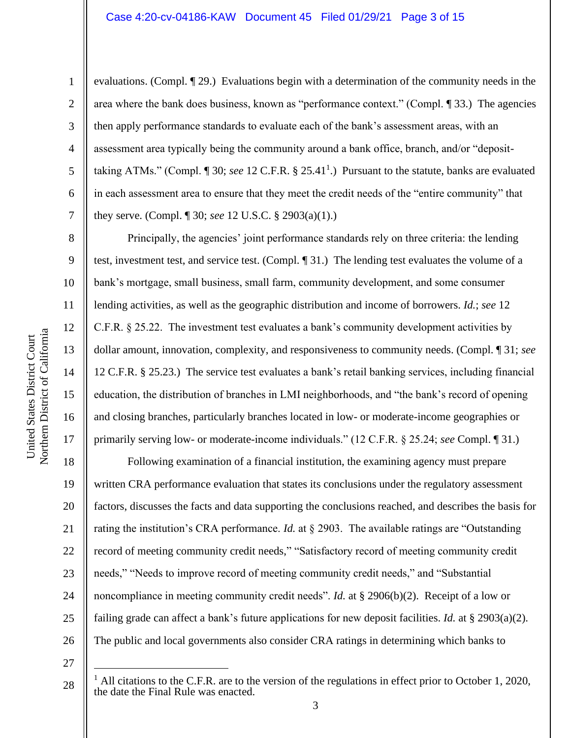evaluations. (Compl. ¶ 29.) Evaluations begin with a determination of the community needs in the area where the bank does business, known as "performance context." (Compl. ¶ 33.) The agencies then apply performance standards to evaluate each of the bank's assessment areas, with an assessment area typically being the community around a bank office, branch, and/or "deposit-taking ATMs." (Compl. ¶ 30; *see* 12 C.F.R. § 25.41[1].) Pursuant to the statute, banks are evaluated in each assessment area to ensure that they meet the credit needs of the "entire community" that they serve. (Compl. ¶ 30; *see* 12 U.S.C. § 2903(a)(1).)

Principally, the agencies' joint performance standards rely on three criteria: the lending test, investment test, and service test. (Compl. ¶ 31.) The lending test evaluates the volume of a bank's mortgage, small business, small farm, community development, and some consumer lending activities, as well as the geographic distribution and income of borrowers. *Id.*; *see* 12 C.F.R. § 25.22. The investment test evaluates a bank's community development activities by dollar amount, innovation, complexity, and responsiveness to community needs. (Compl. ¶ 31; *see* 12 C.F.R. § 25.23.) The service test evaluates a bank's retail banking services, including financial education, the distribution of branches in LMI neighborhoods, and "the bank's record of opening and closing branches, particularly branches located in low- or moderate-income geographies or primarily serving low- or moderate-income individuals." (12 C.F.R. § 25.24; *see* Compl. ¶ 31.)

Following examination of a financial institution, the examining agency must prepare written CRA performance evaluation that states its conclusions under the regulatory assessment factors, discusses the facts and data supporting the conclusions reached, and describes the basis for rating the institution's CRA performance. *Id.* at § 2903. The available ratings are "Outstanding record of meeting community credit needs," "Satisfactory record of meeting community credit needs," "Needs to improve record of meeting community credit needs," and "Substantial noncompliance in meeting community credit needs". *Id.* at § 2906(b)(2). Receipt of a low or failing grade can affect a bank's future applications for new deposit facilities. *Id.* at § 2903(a)(2). The public and local governments also consider CRA ratings in determining which banks to

---

[1] All citations to the C.F.R. are to the version of the regulations in effect prior to October 1, 2020, the date the Final Rule was enacted.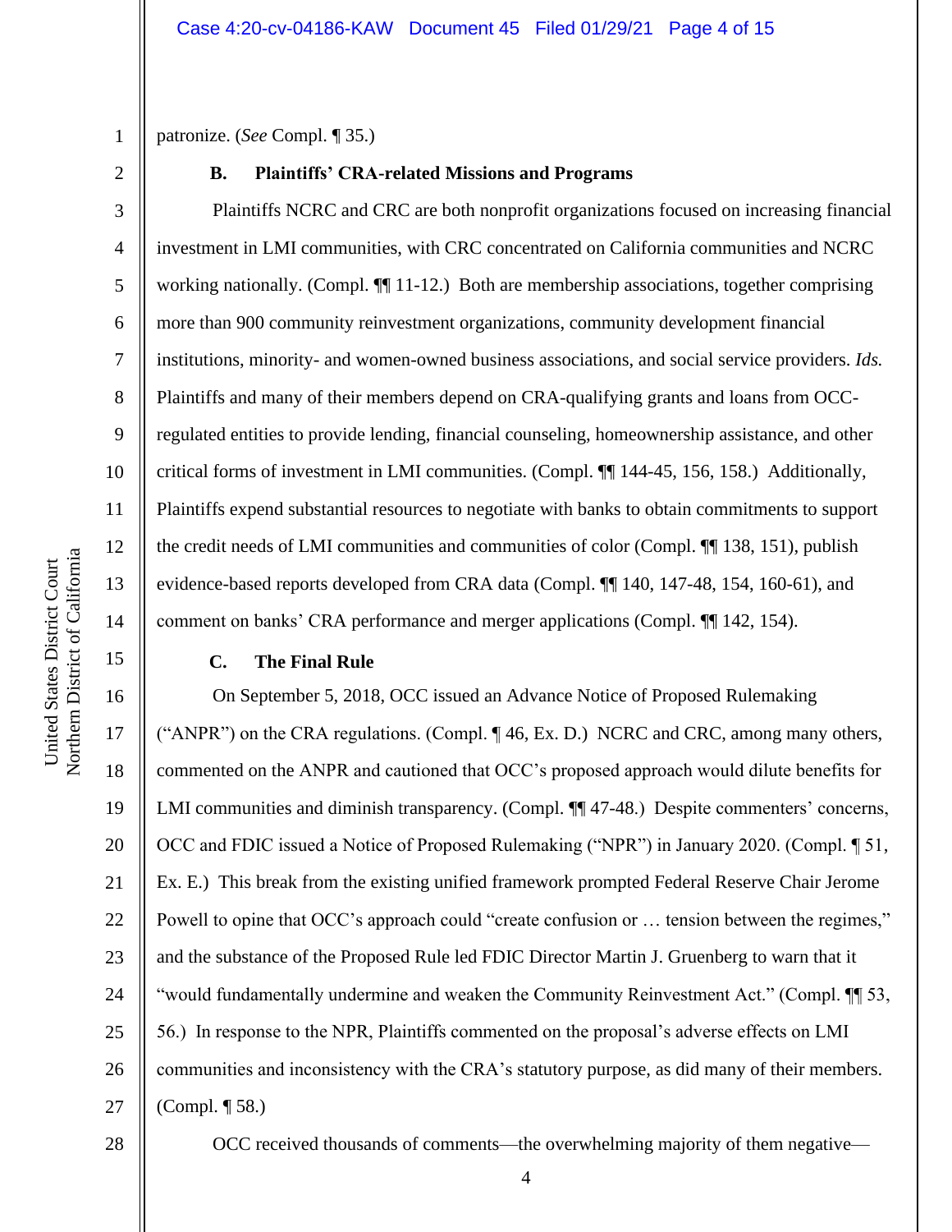patronize. (*See* Compl. ¶ 35.)

**B. Plaintiffs' CRA-related Missions and Programs**

Plaintiffs NCRC and CRC are both nonprofit organizations focused on increasing financial investment in LMI communities, with CRC concentrated on California communities and NCRC working nationally. (Compl. ¶¶ 11-12.) Both are membership associations, together comprising more than 900 community reinvestment organizations, community development financial institutions, minority- and women-owned business associations, and social service providers. *Ids.* Plaintiffs and many of their members depend on CRA-qualifying grants and loans from OCC-regulated entities to provide lending, financial counseling, homeownership assistance, and other critical forms of investment in LMI communities. (Compl. ¶¶ 144-45, 156, 158.) Additionally, Plaintiffs expend substantial resources to negotiate with banks to obtain commitments to support the credit needs of LMI communities and communities of color (Compl. ¶¶ 138, 151), publish evidence-based reports developed from CRA data (Compl. ¶¶ 140, 147-48, 154, 160-61), and comment on banks' CRA performance and merger applications (Compl. ¶¶ 142, 154).

**C. The Final Rule**

On September 5, 2018, OCC issued an Advance Notice of Proposed Rulemaking ("ANPR") on the CRA regulations. (Compl. ¶ 46, Ex. D.) NCRC and CRC, among many others, commented on the ANPR and cautioned that OCC's proposed approach would dilute benefits for LMI communities and diminish transparency. (Compl. ¶¶ 47-48.) Despite commenters' concerns, OCC and FDIC issued a Notice of Proposed Rulemaking ("NPR") in January 2020. (Compl. ¶ 51, Ex. E.) This break from the existing unified framework prompted Federal Reserve Chair Jerome Powell to opine that OCC's approach could "create confusion or … tension between the regimes," and the substance of the Proposed Rule led FDIC Director Martin J. Gruenberg to warn that it "would fundamentally undermine and weaken the Community Reinvestment Act." (Compl. ¶¶ 53, 56.) In response to the NPR, Plaintiffs commented on the proposal's adverse effects on LMI communities and inconsistency with the CRA's statutory purpose, as did many of their members. (Compl. ¶ 58.)

OCC received thousands of comments—the overwhelming majority of them negative—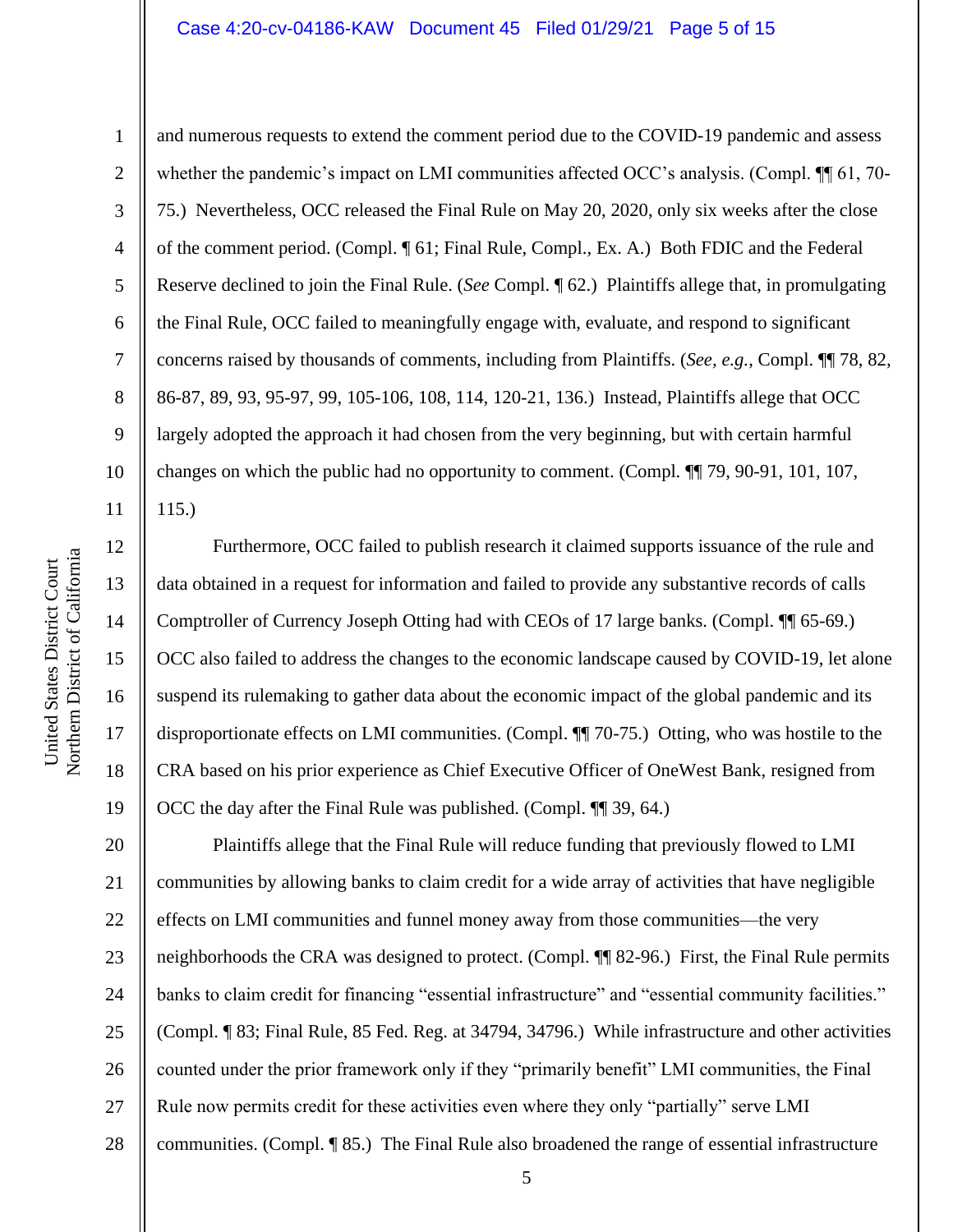and numerous requests to extend the comment period due to the COVID-19 pandemic and assess whether the pandemic's impact on LMI communities affected OCC's analysis. (Compl. ¶¶ 61, 70-75.) Nevertheless, OCC released the Final Rule on May 20, 2020, only six weeks after the close of the comment period. (Compl. ¶ 61; Final Rule, Compl., Ex. A.) Both FDIC and the Federal Reserve declined to join the Final Rule. (*See* Compl. ¶ 62.) Plaintiffs allege that, in promulgating the Final Rule, OCC failed to meaningfully engage with, evaluate, and respond to significant concerns raised by thousands of comments, including from Plaintiffs. (*See, e.g.*, Compl. ¶¶ 78, 82, 86-87, 89, 93, 95-97, 99, 105-106, 108, 114, 120-21, 136.) Instead, Plaintiffs allege that OCC largely adopted the approach it had chosen from the very beginning, but with certain harmful changes on which the public had no opportunity to comment. (Compl. ¶¶ 79, 90-91, 101, 107, 115.)

Furthermore, OCC failed to publish research it claimed supports issuance of the rule and data obtained in a request for information and failed to provide any substantive records of calls Comptroller of Currency Joseph Otting had with CEOs of 17 large banks. (Compl. ¶¶ 65-69.) OCC also failed to address the changes to the economic landscape caused by COVID-19, let alone suspend its rulemaking to gather data about the economic impact of the global pandemic and its disproportionate effects on LMI communities. (Compl. ¶¶ 70-75.) Otting, who was hostile to the CRA based on his prior experience as Chief Executive Officer of OneWest Bank, resigned from OCC the day after the Final Rule was published. (Compl. ¶¶ 39, 64.)

Plaintiffs allege that the Final Rule will reduce funding that previously flowed to LMI communities by allowing banks to claim credit for a wide array of activities that have negligible effects on LMI communities and funnel money away from those communities—the very neighborhoods the CRA was designed to protect. (Compl. ¶¶ 82-96.) First, the Final Rule permits banks to claim credit for financing "essential infrastructure" and "essential community facilities." (Compl. ¶ 83; Final Rule, 85 Fed. Reg. at 34794, 34796.) While infrastructure and other activities counted under the prior framework only if they "primarily benefit" LMI communities, the Final Rule now permits credit for these activities even where they only "partially" serve LMI communities. (Compl. ¶ 85.) The Final Rule also broadened the range of essential infrastructure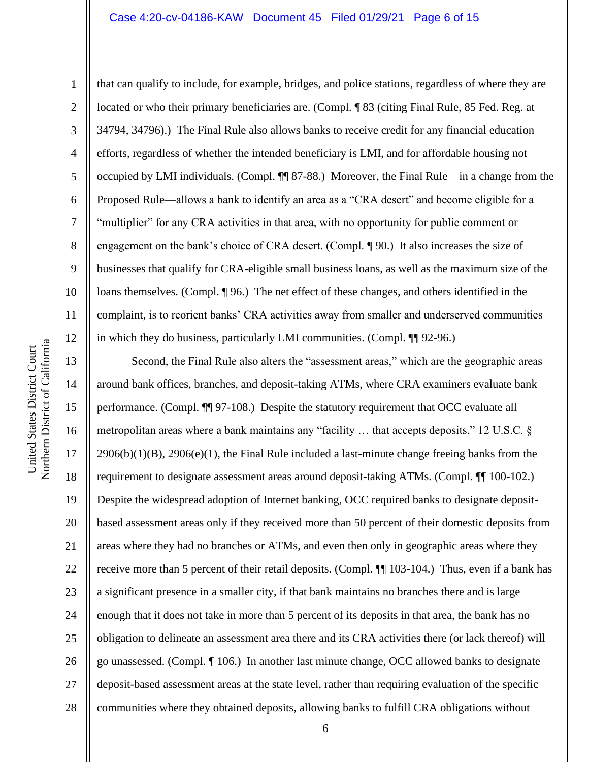that can qualify to include, for example, bridges, and police stations, regardless of where they are located or who their primary beneficiaries are. (Compl. ¶ 83 (citing Final Rule, 85 Fed. Reg. at 34794, 34796).) The Final Rule also allows banks to receive credit for any financial education efforts, regardless of whether the intended beneficiary is LMI, and for affordable housing not occupied by LMI individuals. (Compl. ¶¶ 87-88.) Moreover, the Final Rule—in a change from the Proposed Rule—allows a bank to identify an area as a "CRA desert" and become eligible for a "multiplier" for any CRA activities in that area, with no opportunity for public comment or engagement on the bank's choice of CRA desert. (Compl. ¶ 90.) It also increases the size of businesses that qualify for CRA-eligible small business loans, as well as the maximum size of the loans themselves. (Compl. ¶ 96.) The net effect of these changes, and others identified in the complaint, is to reorient banks' CRA activities away from smaller and underserved communities in which they do business, particularly LMI communities. (Compl. ¶¶ 92-96.)

Second, the Final Rule also alters the "assessment areas," which are the geographic areas around bank offices, branches, and deposit-taking ATMs, where CRA examiners evaluate bank performance. (Compl. ¶¶ 97-108.) Despite the statutory requirement that OCC evaluate all metropolitan areas where a bank maintains any "facility … that accepts deposits," 12 U.S.C. § 2906(b)(1)(B), 2906(e)(1), the Final Rule included a last-minute change freeing banks from the requirement to designate assessment areas around deposit-taking ATMs. (Compl. ¶¶ 100-102.) Despite the widespread adoption of Internet banking, OCC required banks to designate deposit-based assessment areas only if they received more than 50 percent of their domestic deposits from areas where they had no branches or ATMs, and even then only in geographic areas where they receive more than 5 percent of their retail deposits. (Compl. ¶¶ 103-104.) Thus, even if a bank has a significant presence in a smaller city, if that bank maintains no branches there and is large enough that it does not take in more than 5 percent of its deposits in that area, the bank has no obligation to delineate an assessment area there and its CRA activities there (or lack thereof) will go unassessed. (Compl. ¶ 106.) In another last minute change, OCC allowed banks to designate deposit-based assessment areas at the state level, rather than requiring evaluation of the specific communities where they obtained deposits, allowing banks to fulfill CRA obligations without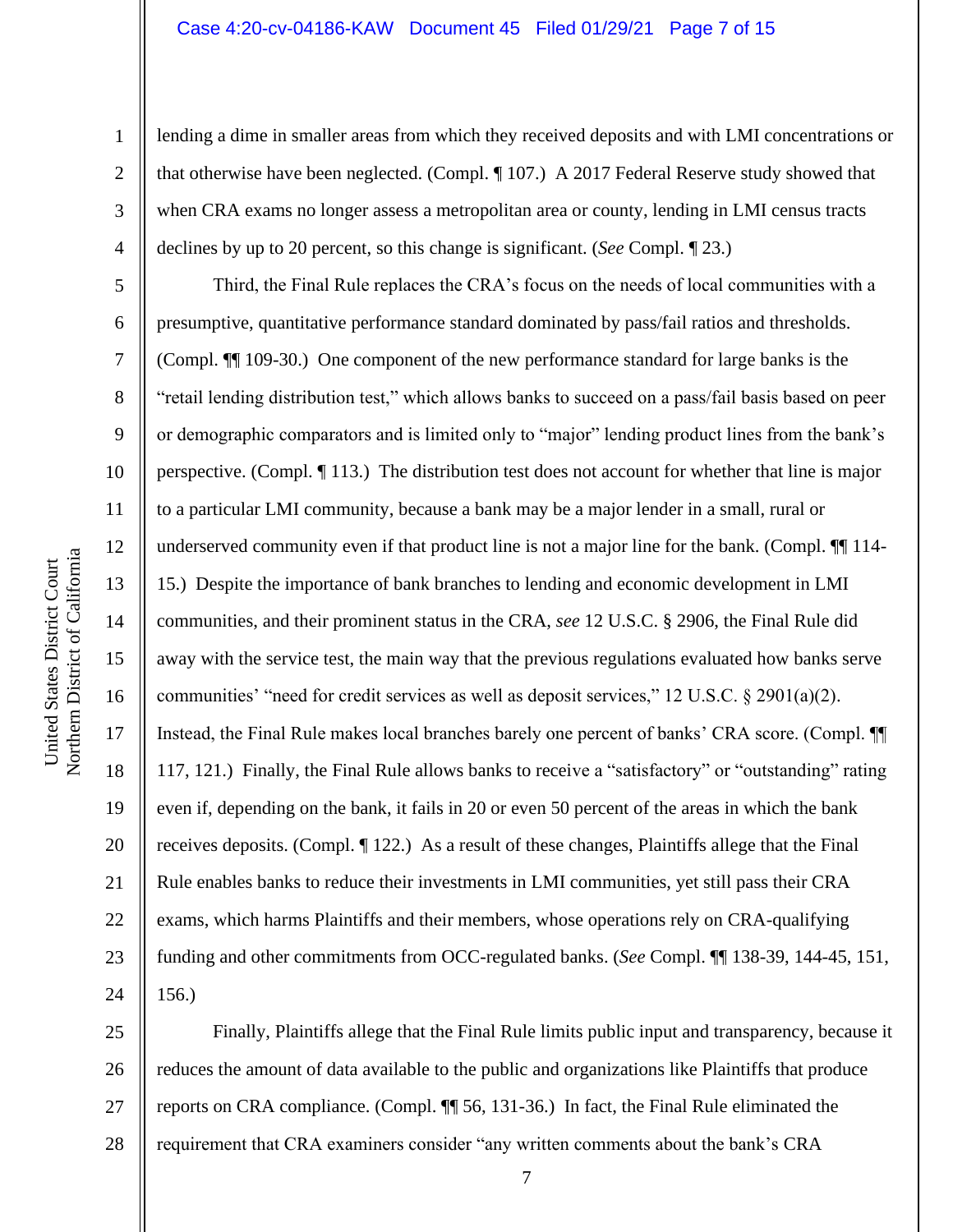lending a dime in smaller areas from which they received deposits and with LMI concentrations or that otherwise have been neglected. (Compl. ¶ 107.) A 2017 Federal Reserve study showed that when CRA exams no longer assess a metropolitan area or county, lending in LMI census tracts declines by up to 20 percent, so this change is significant. (*See* Compl. ¶ 23.)

Third, the Final Rule replaces the CRA's focus on the needs of local communities with a presumptive, quantitative performance standard dominated by pass/fail ratios and thresholds. (Compl. ¶¶ 109-30.) One component of the new performance standard for large banks is the "retail lending distribution test," which allows banks to succeed on a pass/fail basis based on peer or demographic comparators and is limited only to "major" lending product lines from the bank's perspective. (Compl. ¶ 113.) The distribution test does not account for whether that line is major to a particular LMI community, because a bank may be a major lender in a small, rural or underserved community even if that product line is not a major line for the bank. (Compl. ¶¶ 114-15.) Despite the importance of bank branches to lending and economic development in LMI communities, and their prominent status in the CRA, *see* 12 U.S.C. § 2906, the Final Rule did away with the service test, the main way that the previous regulations evaluated how banks serve communities' "need for credit services as well as deposit services," 12 U.S.C. § 2901(a)(2). Instead, the Final Rule makes local branches barely one percent of banks' CRA score. (Compl. ¶¶ 117, 121.) Finally, the Final Rule allows banks to receive a "satisfactory" or "outstanding" rating even if, depending on the bank, it fails in 20 or even 50 percent of the areas in which the bank receives deposits. (Compl. ¶ 122.) As a result of these changes, Plaintiffs allege that the Final Rule enables banks to reduce their investments in LMI communities, yet still pass their CRA exams, which harms Plaintiffs and their members, whose operations rely on CRA-qualifying funding and other commitments from OCC-regulated banks. (*See* Compl. ¶¶ 138-39, 144-45, 151, 156.)

Finally, Plaintiffs allege that the Final Rule limits public input and transparency, because it reduces the amount of data available to the public and organizations like Plaintiffs that produce reports on CRA compliance. (Compl. ¶¶ 56, 131-36.) In fact, the Final Rule eliminated the requirement that CRA examiners consider "any written comments about the bank's CRA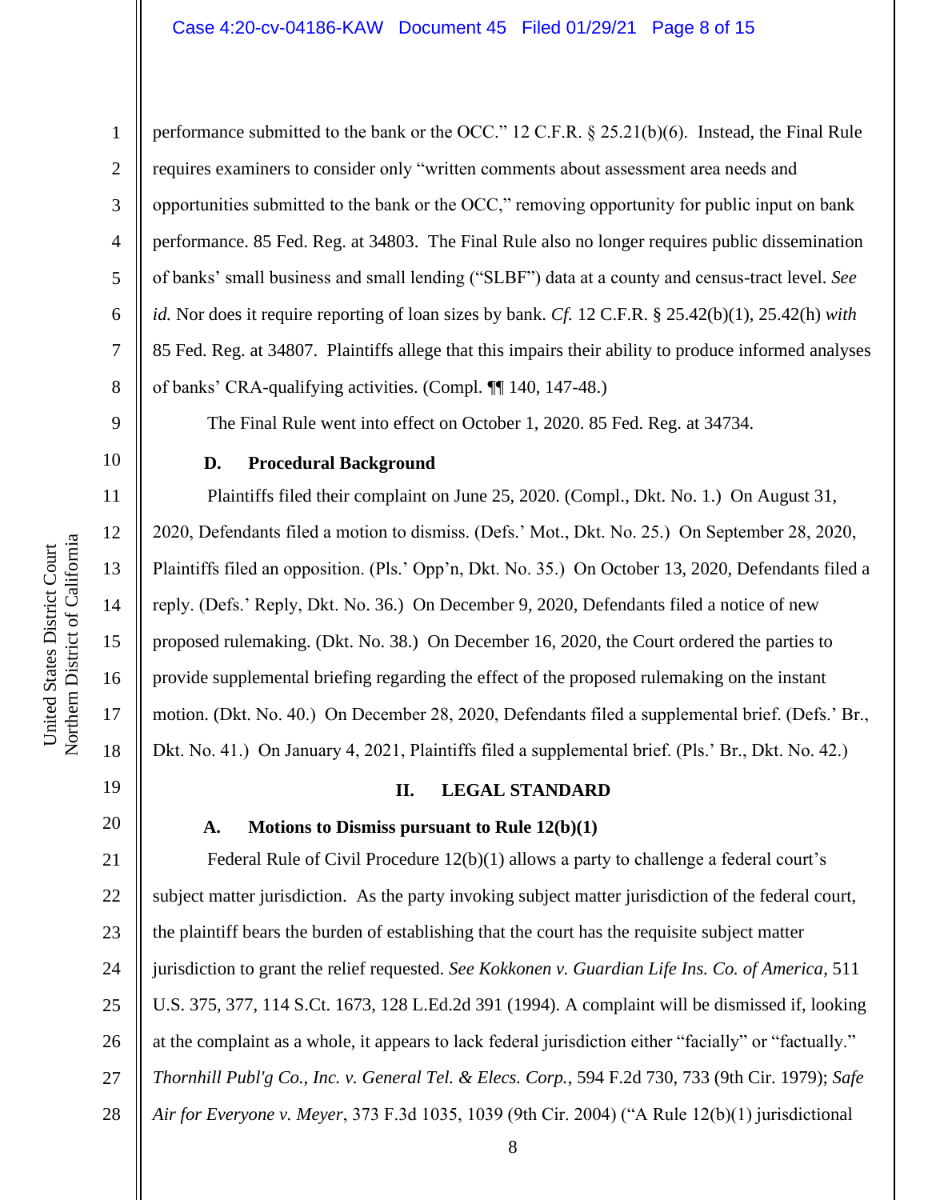performance submitted to the bank or the OCC." 12 C.F.R. § 25.21(b)(6). Instead, the Final Rule requires examiners to consider only "written comments about assessment area needs and opportunities submitted to the bank or the OCC," removing opportunity for public input on bank performance. 85 Fed. Reg. at 34803. The Final Rule also no longer requires public dissemination of banks' small business and small lending ("SLBF") data at a county and census-tract level. *See id.* Nor does it require reporting of loan sizes by bank. *Cf.* 12 C.F.R. § 25.42(b)(1), 25.42(h) *with* 85 Fed. Reg. at 34807. Plaintiffs allege that this impairs their ability to produce informed analyses of banks' CRA-qualifying activities. (Compl. ¶¶ 140, 147-48.)

The Final Rule went into effect on October 1, 2020. 85 Fed. Reg. at 34734.

### D. Procedural Background

Plaintiffs filed their complaint on June 25, 2020. (Compl., Dkt. No. 1.) On August 31, 2020, Defendants filed a motion to dismiss. (Defs.' Mot., Dkt. No. 25.) On September 28, 2020, Plaintiffs filed an opposition. (Pls.' Opp'n, Dkt. No. 35.) On October 13, 2020, Defendants filed a reply. (Defs.' Reply, Dkt. No. 36.) On December 9, 2020, Defendants filed a notice of new proposed rulemaking. (Dkt. No. 38.) On December 16, 2020, the Court ordered the parties to provide supplemental briefing regarding the effect of the proposed rulemaking on the instant motion. (Dkt. No. 40.) On December 28, 2020, Defendants filed a supplemental brief. (Defs.' Br., Dkt. No. 41.) On January 4, 2021, Plaintiffs filed a supplemental brief. (Pls.' Br., Dkt. No. 42.)

## II. LEGAL STANDARD

### A. Motions to Dismiss pursuant to Rule 12(b)(1)

Federal Rule of Civil Procedure 12(b)(1) allows a party to challenge a federal court's subject matter jurisdiction. As the party invoking subject matter jurisdiction of the federal court, the plaintiff bears the burden of establishing that the court has the requisite subject matter jurisdiction to grant the relief requested. *See Kokkonen v. Guardian Life Ins. Co. of America*, 511 U.S. 375, 377, 114 S.Ct. 1673, 128 L.Ed.2d 391 (1994). A complaint will be dismissed if, looking at the complaint as a whole, it appears to lack federal jurisdiction either "facially" or "factually." *Thornhill Publ'g Co., Inc. v. General Tel. & Elecs. Corp.*, 594 F.2d 730, 733 (9th Cir. 1979); *Safe Air for Everyone v. Meyer*, 373 F.3d 1035, 1039 (9th Cir. 2004) ("A Rule 12(b)(1) jurisdictional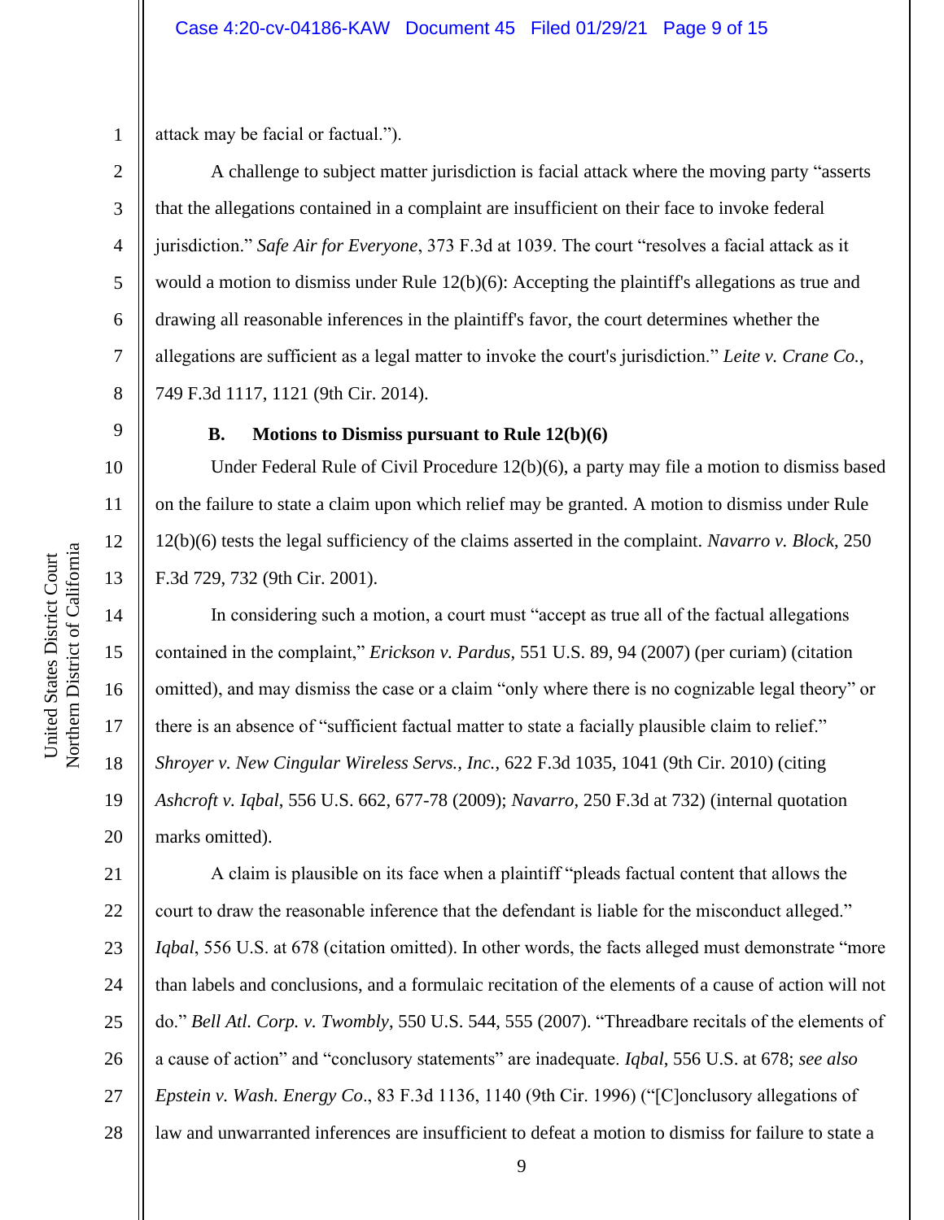attack may be facial or factual.").

A challenge to subject matter jurisdiction is facial attack where the moving party "asserts that the allegations contained in a complaint are insufficient on their face to invoke federal jurisdiction." *Safe Air for Everyone*, 373 F.3d at 1039. The court "resolves a facial attack as it would a motion to dismiss under Rule 12(b)(6): Accepting the plaintiff's allegations as true and drawing all reasonable inferences in the plaintiff's favor, the court determines whether the allegations are sufficient as a legal matter to invoke the court's jurisdiction." *Leite v. Crane Co.*, 749 F.3d 1117, 1121 (9th Cir. 2014).

### B. Motions to Dismiss pursuant to Rule 12(b)(6)

Under Federal Rule of Civil Procedure 12(b)(6), a party may file a motion to dismiss based on the failure to state a claim upon which relief may be granted. A motion to dismiss under Rule 12(b)(6) tests the legal sufficiency of the claims asserted in the complaint. *Navarro v. Block*, 250 F.3d 729, 732 (9th Cir. 2001).

In considering such a motion, a court must "accept as true all of the factual allegations contained in the complaint," *Erickson v. Pardus*, 551 U.S. 89, 94 (2007) (per curiam) (citation omitted), and may dismiss the case or a claim "only where there is no cognizable legal theory" or there is an absence of "sufficient factual matter to state a facially plausible claim to relief." *Shroyer v. New Cingular Wireless Servs., Inc.*, 622 F.3d 1035, 1041 (9th Cir. 2010) (citing *Ashcroft v. Iqbal*, 556 U.S. 662, 677-78 (2009); *Navarro*, 250 F.3d at 732) (internal quotation marks omitted).

A claim is plausible on its face when a plaintiff "pleads factual content that allows the court to draw the reasonable inference that the defendant is liable for the misconduct alleged." *Iqbal*, 556 U.S. at 678 (citation omitted). In other words, the facts alleged must demonstrate "more than labels and conclusions, and a formulaic recitation of the elements of a cause of action will not do." *Bell Atl. Corp. v. Twombly*, 550 U.S. 544, 555 (2007). "Threadbare recitals of the elements of a cause of action" and "conclusory statements" are inadequate. *Iqbal*, 556 U.S. at 678; *see also Epstein v. Wash. Energy Co*., 83 F.3d 1136, 1140 (9th Cir. 1996) ("[C]onclusory allegations of law and unwarranted inferences are insufficient to defeat a motion to dismiss for failure to state a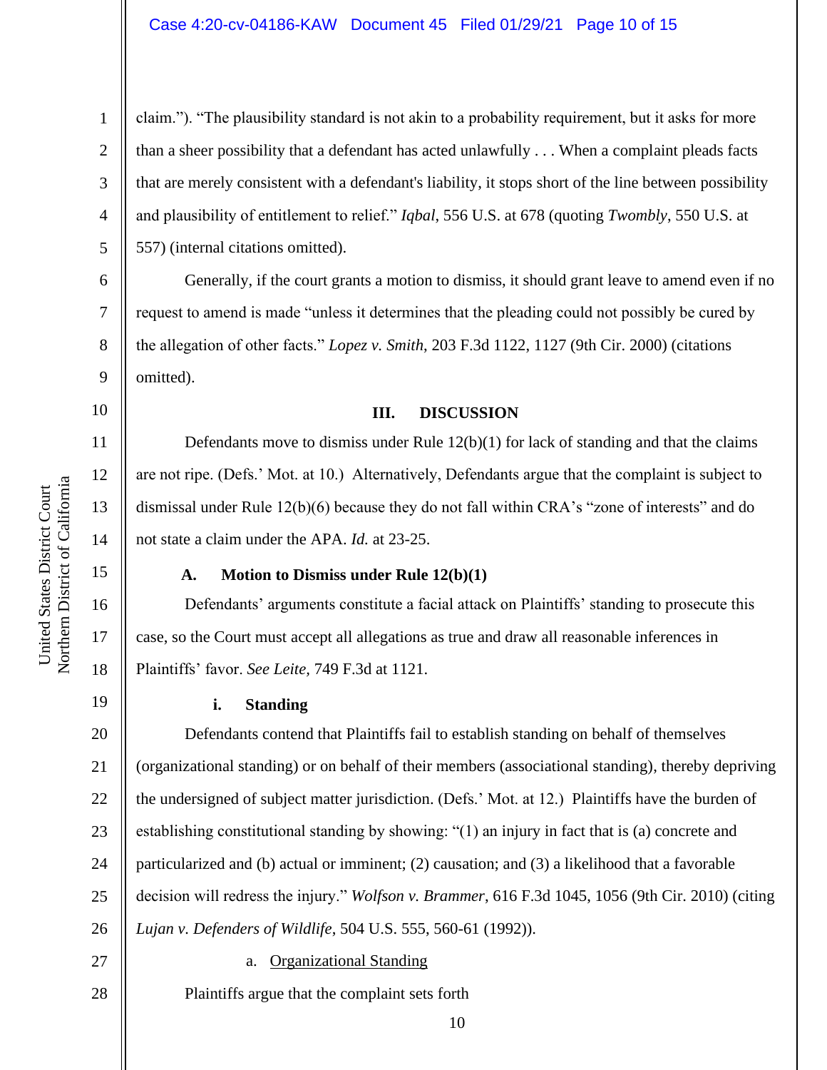claim."). "The plausibility standard is not akin to a probability requirement, but it asks for more than a sheer possibility that a defendant has acted unlawfully . . . When a complaint pleads facts that are merely consistent with a defendant's liability, it stops short of the line between possibility and plausibility of entitlement to relief." *Iqbal*, 556 U.S. at 678 (quoting *Twombly*, 550 U.S. at 557) (internal citations omitted).

Generally, if the court grants a motion to dismiss, it should grant leave to amend even if no request to amend is made "unless it determines that the pleading could not possibly be cured by the allegation of other facts." *Lopez v. Smith*, 203 F.3d 1122, 1127 (9th Cir. 2000) (citations omitted).

## III. DISCUSSION

Defendants move to dismiss under Rule 12(b)(1) for lack of standing and that the claims are not ripe. (Defs.' Mot. at 10.) Alternatively, Defendants argue that the complaint is subject to dismissal under Rule 12(b)(6) because they do not fall within CRA's "zone of interests" and do not state a claim under the APA. *Id.* at 23-25.

### A. Motion to Dismiss under Rule 12(b)(1)

Defendants' arguments constitute a facial attack on Plaintiffs' standing to prosecute this case, so the Court must accept all allegations as true and draw all reasonable inferences in Plaintiffs' favor. *See Leite,* 749 F.3d at 1121.

#### i. Standing

Defendants contend that Plaintiffs fail to establish standing on behalf of themselves (organizational standing) or on behalf of their members (associational standing), thereby depriving the undersigned of subject matter jurisdiction. (Defs.' Mot. at 12.) Plaintiffs have the burden of establishing constitutional standing by showing: "(1) an injury in fact that is (a) concrete and particularized and (b) actual or imminent; (2) causation; and (3) a likelihood that a favorable decision will redress the injury." *Wolfson v. Brammer*, 616 F.3d 1045, 1056 (9th Cir. 2010) (citing *Lujan v. Defenders of Wildlife*, 504 U.S. 555, 560-61 (1992)).

a. Organizational Standing

Plaintiffs argue that the complaint sets forth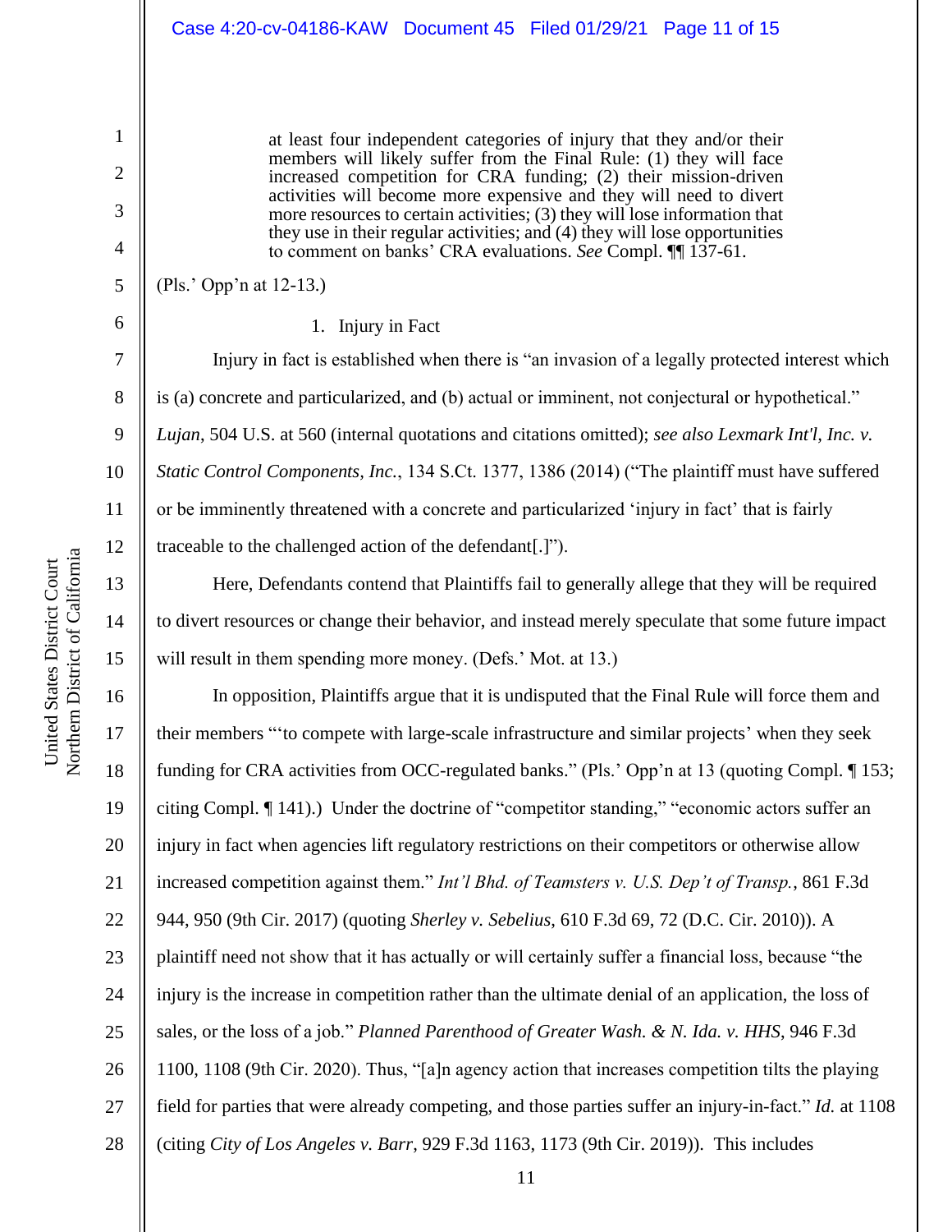> at least four independent categories of injury that they and/or their members will likely suffer from the Final Rule: (1) they will face increased competition for CRA funding; (2) their mission-driven activities will become more expensive and they will need to divert more resources to certain activities; (3) they will lose information that they use in their regular activities; and (4) they will lose opportunities to comment on banks' CRA evaluations. *See* Compl. ¶¶ 137-61.

(Pls.' Opp'n at 12-13.)

1. Injury in Fact

Injury in fact is established when there is "an invasion of a legally protected interest which is (a) concrete and particularized, and (b) actual or imminent, not conjectural or hypothetical." *Lujan*, 504 U.S. at 560 (internal quotations and citations omitted); *see also Lexmark Int'l, Inc. v. Static Control Components, Inc.*, 134 S.Ct. 1377, 1386 (2014) ("The plaintiff must have suffered or be imminently threatened with a concrete and particularized 'injury in fact' that is fairly traceable to the challenged action of the defendant[.]").

Here, Defendants contend that Plaintiffs fail to generally allege that they will be required to divert resources or change their behavior, and instead merely speculate that some future impact will result in them spending more money. (Defs.' Mot. at 13.)

In opposition, Plaintiffs argue that it is undisputed that the Final Rule will force them and their members "'to compete with large-scale infrastructure and similar projects' when they seek funding for CRA activities from OCC-regulated banks." (Pls.' Opp'n at 13 (quoting Compl. ¶ 153; citing Compl. ¶ 141).) Under the doctrine of "competitor standing," "economic actors suffer an injury in fact when agencies lift regulatory restrictions on their competitors or otherwise allow increased competition against them." *Int'l Bhd. of Teamsters v. U.S. Dep't of Transp.*, 861 F.3d 944, 950 (9th Cir. 2017) (quoting *Sherley v. Sebelius*, 610 F.3d 69, 72 (D.C. Cir. 2010)). A plaintiff need not show that it has actually or will certainly suffer a financial loss, because "the injury is the increase in competition rather than the ultimate denial of an application, the loss of sales, or the loss of a job." *Planned Parenthood of Greater Wash. & N. Ida. v. HHS*, 946 F.3d 1100, 1108 (9th Cir. 2020). Thus, "[a]n agency action that increases competition tilts the playing field for parties that were already competing, and those parties suffer an injury-in-fact." *Id.* at 1108 (citing *City of Los Angeles v. Barr*, 929 F.3d 1163, 1173 (9th Cir. 2019)). This includes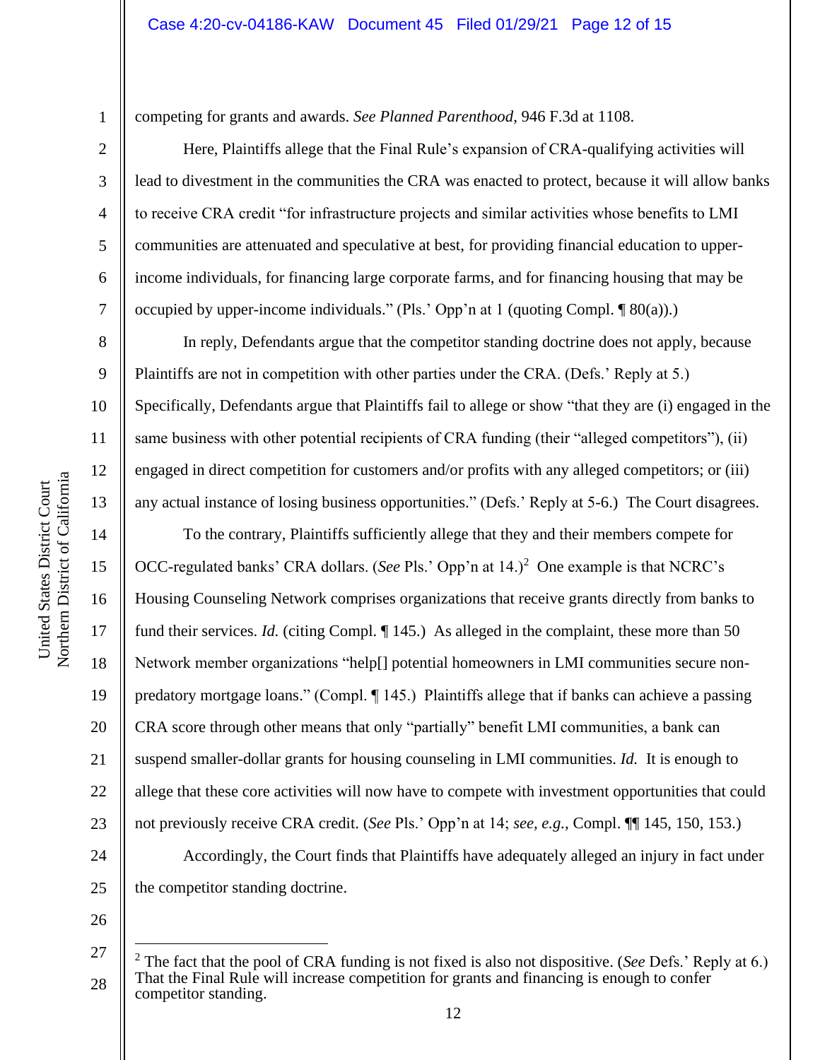competing for grants and awards. *See Planned Parenthood*, 946 F.3d at 1108.

Here, Plaintiffs allege that the Final Rule's expansion of CRA-qualifying activities will lead to divestment in the communities the CRA was enacted to protect, because it will allow banks to receive CRA credit "for infrastructure projects and similar activities whose benefits to LMI communities are attenuated and speculative at best, for providing financial education to upper-income individuals, for financing large corporate farms, and for financing housing that may be occupied by upper-income individuals." (Pls.' Opp'n at 1 (quoting Compl. ¶ 80(a)).)

In reply, Defendants argue that the competitor standing doctrine does not apply, because Plaintiffs are not in competition with other parties under the CRA. (Defs.' Reply at 5.) Specifically, Defendants argue that Plaintiffs fail to allege or show "that they are (i) engaged in the same business with other potential recipients of CRA funding (their "alleged competitors"), (ii) engaged in direct competition for customers and/or profits with any alleged competitors; or (iii) any actual instance of losing business opportunities." (Defs.' Reply at 5-6.) The Court disagrees.

To the contrary, Plaintiffs sufficiently allege that they and their members compete for OCC-regulated banks' CRA dollars. (*See* Pls.' Opp'n at 14.)[2] One example is that NCRC's Housing Counseling Network comprises organizations that receive grants directly from banks to fund their services. *Id.* (citing Compl. ¶ 145.) As alleged in the complaint, these more than 50 Network member organizations "help[] potential homeowners in LMI communities secure non-predatory mortgage loans." (Compl. ¶ 145.) Plaintiffs allege that if banks can achieve a passing CRA score through other means that only "partially" benefit LMI communities, a bank can suspend smaller-dollar grants for housing counseling in LMI communities. *Id.* It is enough to allege that these core activities will now have to compete with investment opportunities that could not previously receive CRA credit. (*See* Pls.' Opp'n at 14; *see, e.g.,* Compl. ¶¶ 145, 150, 153.)

Accordingly, the Court finds that Plaintiffs have adequately alleged an injury in fact under the competitor standing doctrine.

---

[2] The fact that the pool of CRA funding is not fixed is also not dispositive. (*See* Defs.' Reply at 6.) That the Final Rule will increase competition for grants and financing is enough to confer competitor standing.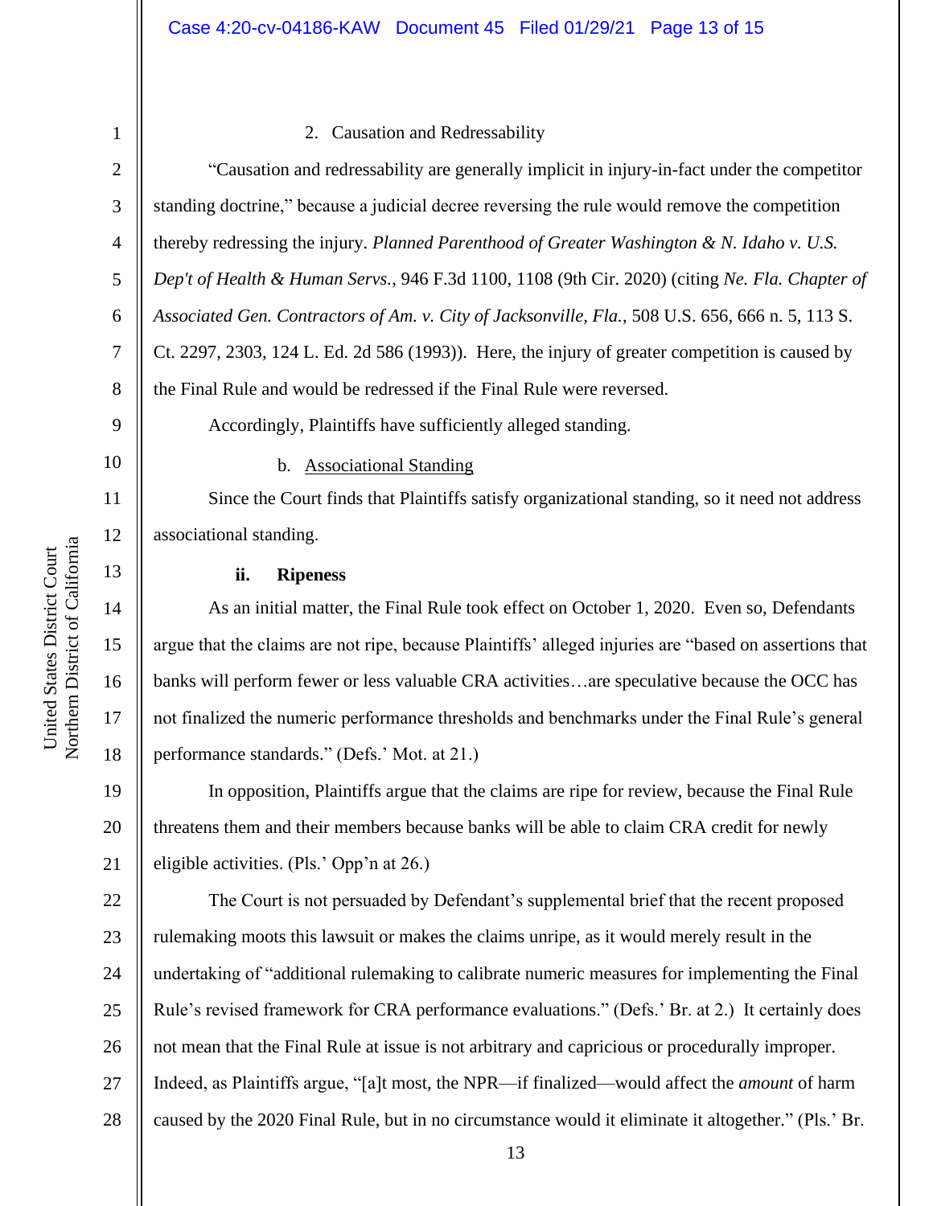2. Causation and Redressability

"Causation and redressability are generally implicit in injury-in-fact under the competitor standing doctrine," because a judicial decree reversing the rule would remove the competition thereby redressing the injury. *Planned Parenthood of Greater Washington & N. Idaho v. U.S. Dep't of Health & Human Servs.*, 946 F.3d 1100, 1108 (9th Cir. 2020) (citing *Ne. Fla. Chapter of Associated Gen. Contractors of Am. v. City of Jacksonville, Fla.*, 508 U.S. 656, 666 n. 5, 113 S. Ct. 2297, 2303, 124 L. Ed. 2d 586 (1993)). Here, the injury of greater competition is caused by the Final Rule and would be redressed if the Final Rule were reversed.

Accordingly, Plaintiffs have sufficiently alleged standing.

b. <u>Associational Standing</u>

Since the Court finds that Plaintiffs satisfy organizational standing, so it need not address associational standing.

**ii. Ripeness**

As an initial matter, the Final Rule took effect on October 1, 2020. Even so, Defendants argue that the claims are not ripe, because Plaintiffs' alleged injuries are "based on assertions that banks will perform fewer or less valuable CRA activities…are speculative because the OCC has not finalized the numeric performance thresholds and benchmarks under the Final Rule's general performance standards." (Defs.' Mot. at 21.)

In opposition, Plaintiffs argue that the claims are ripe for review, because the Final Rule threatens them and their members because banks will be able to claim CRA credit for newly eligible activities. (Pls.' Opp'n at 26.)

The Court is not persuaded by Defendant's supplemental brief that the recent proposed rulemaking moots this lawsuit or makes the claims unripe, as it would merely result in the undertaking of "additional rulemaking to calibrate numeric measures for implementing the Final Rule's revised framework for CRA performance evaluations." (Defs.' Br. at 2.) It certainly does not mean that the Final Rule at issue is not arbitrary and capricious or procedurally improper. Indeed, as Plaintiffs argue, "[a]t most, the NPR—if finalized—would affect the *amount* of harm caused by the 2020 Final Rule, but in no circumstance would it eliminate it altogether." (Pls.' Br.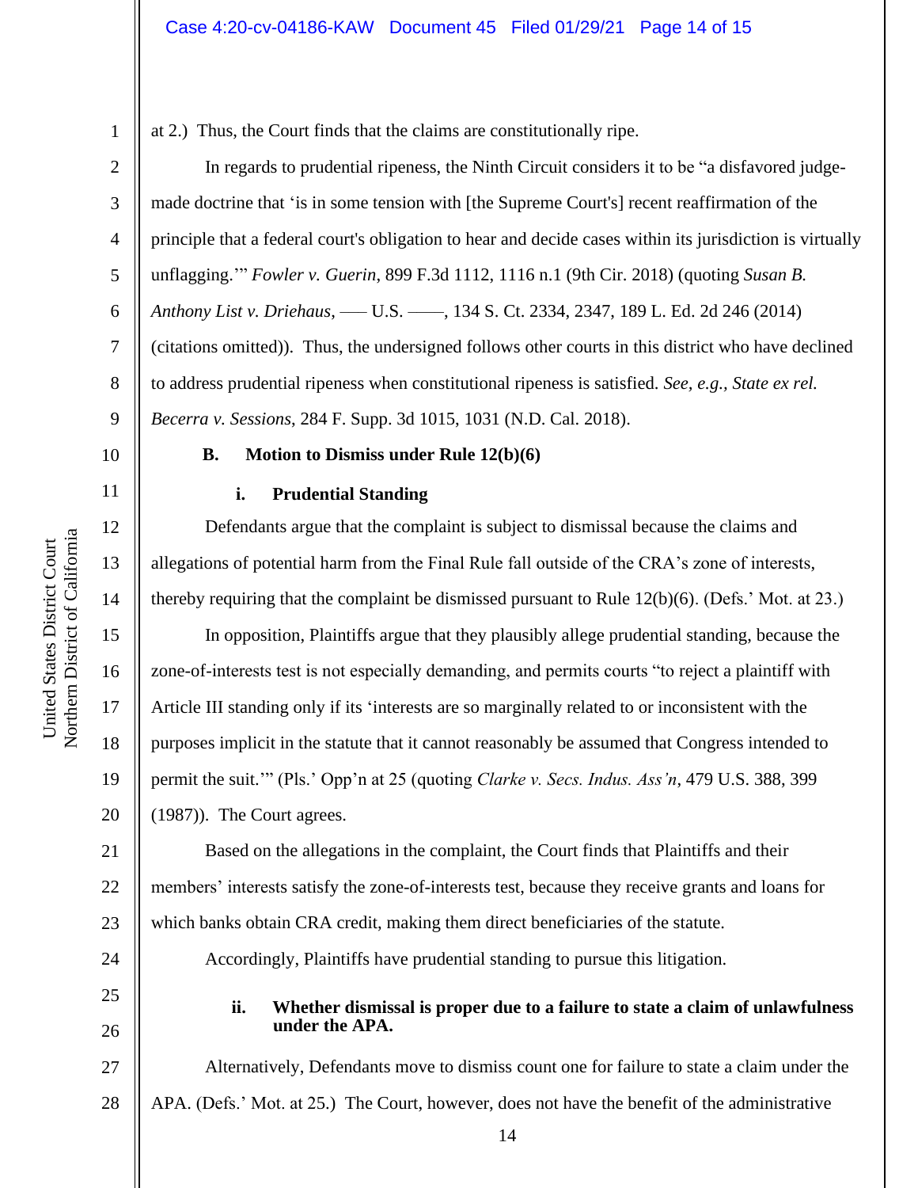at 2.) Thus, the Court finds that the claims are constitutionally ripe.

In regards to prudential ripeness, the Ninth Circuit considers it to be "a disfavored judge-made doctrine that 'is in some tension with [the Supreme Court's] recent reaffirmation of the principle that a federal court's obligation to hear and decide cases within its jurisdiction is virtually unflagging.'" *Fowler v. Guerin*, 899 F.3d 1112, 1116 n.1 (9th Cir. 2018) (quoting *Susan B. Anthony List v. Driehaus*, ––– U.S. –––, 134 S. Ct. 2334, 2347, 189 L. Ed. 2d 246 (2014) (citations omitted)). Thus, the undersigned follows other courts in this district who have declined to address prudential ripeness when constitutional ripeness is satisfied. *See, e.g.*, *State ex rel. Becerra v. Sessions*, 284 F. Supp. 3d 1015, 1031 (N.D. Cal. 2018).

**B. Motion to Dismiss under Rule 12(b)(6)**

**i. Prudential Standing**

Defendants argue that the complaint is subject to dismissal because the claims and allegations of potential harm from the Final Rule fall outside of the CRA's zone of interests, thereby requiring that the complaint be dismissed pursuant to Rule 12(b)(6). (Defs.' Mot. at 23.)

In opposition, Plaintiffs argue that they plausibly allege prudential standing, because the zone-of-interests test is not especially demanding, and permits courts "to reject a plaintiff with Article III standing only if its 'interests are so marginally related to or inconsistent with the purposes implicit in the statute that it cannot reasonably be assumed that Congress intended to permit the suit.'" (Pls.' Opp'n at 25 (quoting *Clarke v. Secs. Indus. Ass'n*, 479 U.S. 388, 399 (1987)). The Court agrees.

Based on the allegations in the complaint, the Court finds that Plaintiffs and their members' interests satisfy the zone-of-interests test, because they receive grants and loans for which banks obtain CRA credit, making them direct beneficiaries of the statute.

Accordingly, Plaintiffs have prudential standing to pursue this litigation.

**ii. Whether dismissal is proper due to a failure to state a claim of unlawfulness under the APA.**

Alternatively, Defendants move to dismiss count one for failure to state a claim under the APA. (Defs.' Mot. at 25.) The Court, however, does not have the benefit of the administrative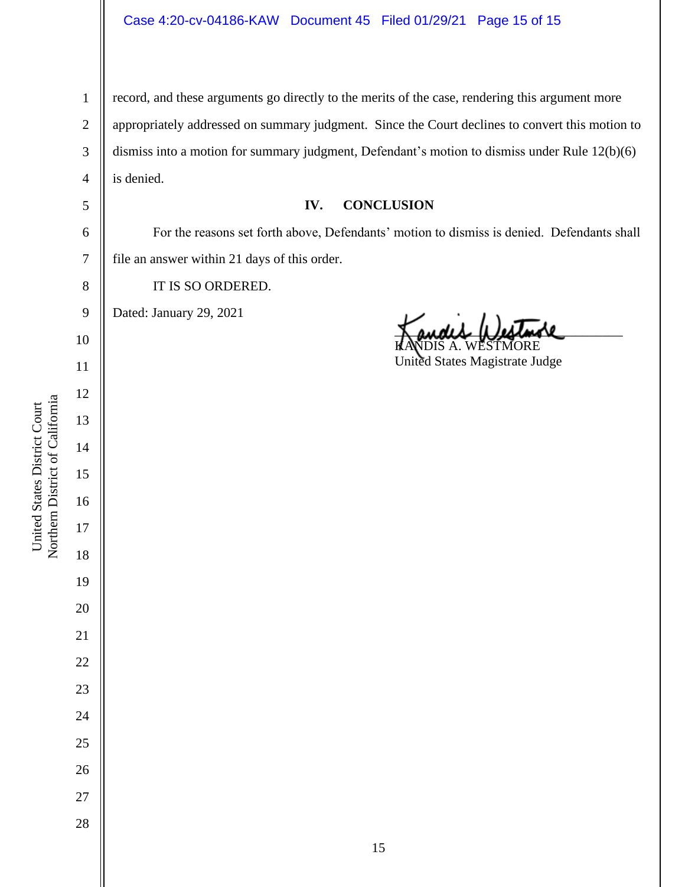record, and these arguments go directly to the merits of the case, rendering this argument more appropriately addressed on summary judgment. Since the Court declines to convert this motion to dismiss into a motion for summary judgment, Defendant's motion to dismiss under Rule 12(b)(6) is denied.

## IV. CONCLUSION

For the reasons set forth above, Defendants' motion to dismiss is denied. Defendants shall file an answer within 21 days of this order.

IT IS SO ORDERED.

Dated: January 29, 2021

KANDIS A. WESTMORE
United States Magistrate Judge